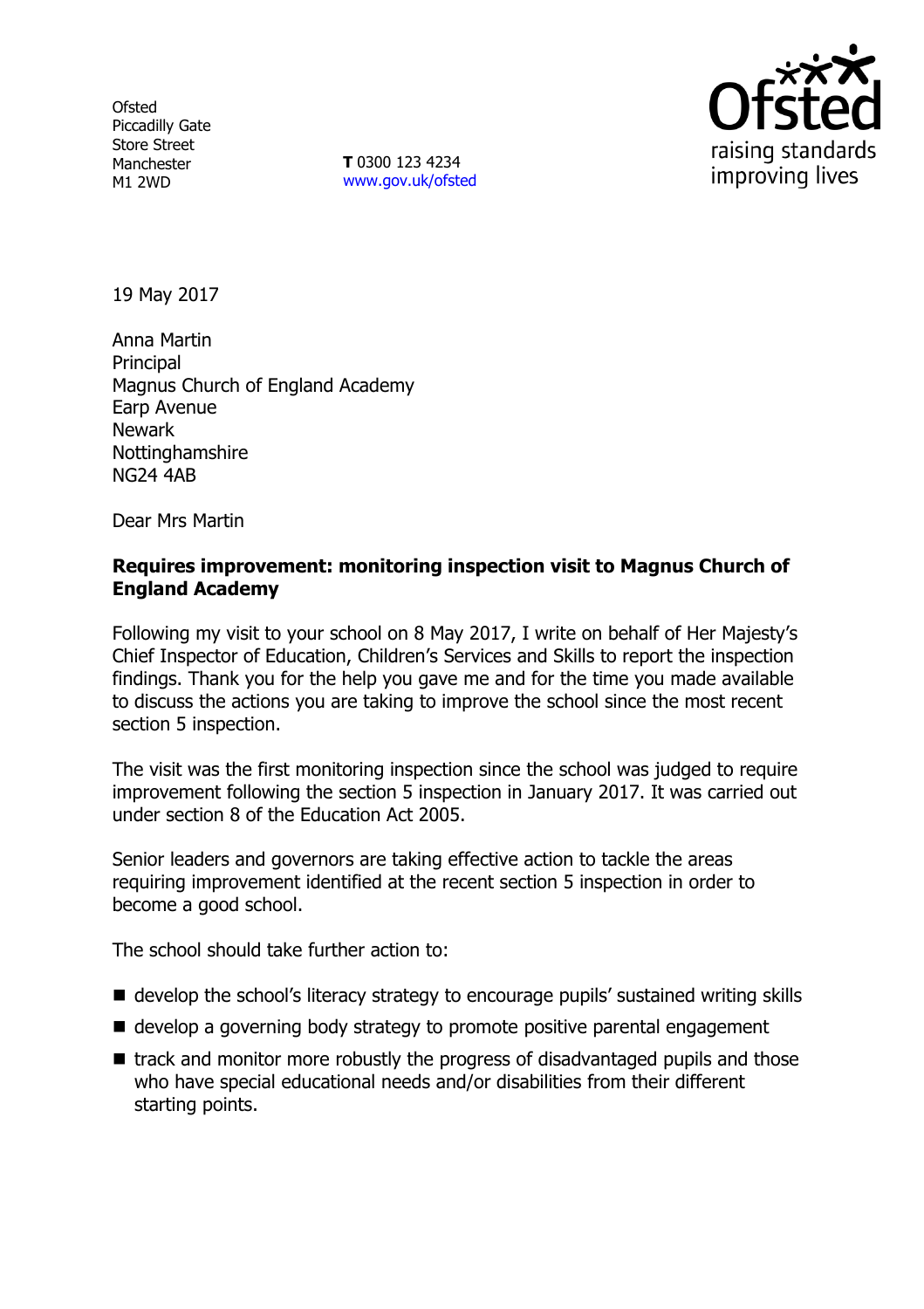Ofsted
Piccadilly Gate
Store Street
Manchester
M1 2WD

**T** 0300 123 4234
www.gov.uk/ofsted

19 May 2017

Anna Martin
Principal
Magnus Church of England Academy
Earp Avenue
Newark
Nottinghamshire
NG24 4AB

Dear Mrs Martin

**Requires improvement: monitoring inspection visit to Magnus Church of England Academy**

Following my visit to your school on 8 May 2017, I write on behalf of Her Majesty's Chief Inspector of Education, Children's Services and Skills to report the inspection findings. Thank you for the help you gave me and for the time you made available to discuss the actions you are taking to improve the school since the most recent section 5 inspection.

The visit was the first monitoring inspection since the school was judged to require improvement following the section 5 inspection in January 2017. It was carried out under section 8 of the Education Act 2005.

Senior leaders and governors are taking effective action to tackle the areas requiring improvement identified at the recent section 5 inspection in order to become a good school.

The school should take further action to:

- develop the school's literacy strategy to encourage pupils' sustained writing skills
- develop a governing body strategy to promote positive parental engagement
- track and monitor more robustly the progress of disadvantaged pupils and those who have special educational needs and/or disabilities from their different starting points.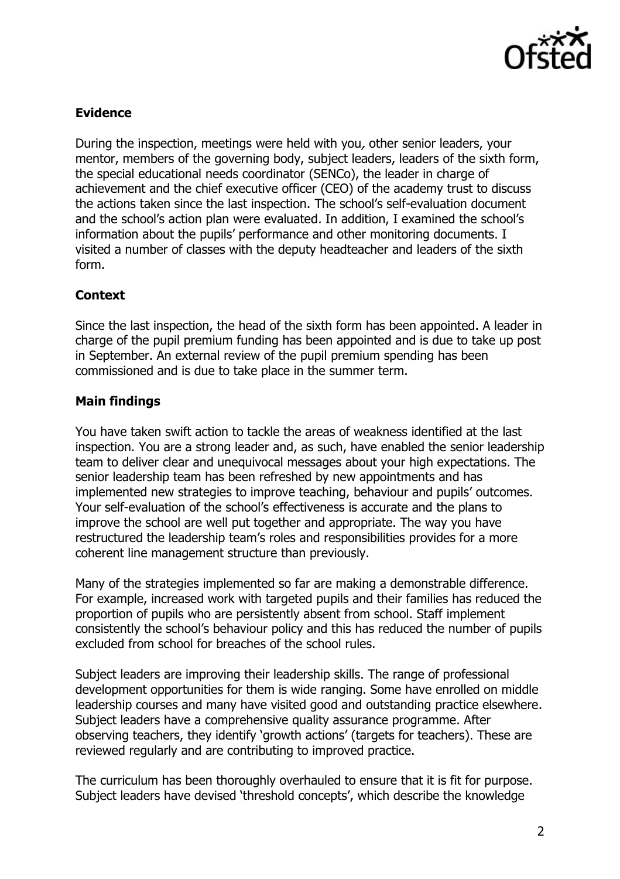## Evidence

During the inspection, meetings were held with you, other senior leaders, your mentor, members of the governing body, subject leaders, leaders of the sixth form, the special educational needs coordinator (SENCo), the leader in charge of achievement and the chief executive officer (CEO) of the academy trust to discuss the actions taken since the last inspection. The school's self-evaluation document and the school's action plan were evaluated. In addition, I examined the school's information about the pupils' performance and other monitoring documents. I visited a number of classes with the deputy headteacher and leaders of the sixth form.

## Context

Since the last inspection, the head of the sixth form has been appointed. A leader in charge of the pupil premium funding has been appointed and is due to take up post in September. An external review of the pupil premium spending has been commissioned and is due to take place in the summer term.

## Main findings

You have taken swift action to tackle the areas of weakness identified at the last inspection. You are a strong leader and, as such, have enabled the senior leadership team to deliver clear and unequivocal messages about your high expectations. The senior leadership team has been refreshed by new appointments and has implemented new strategies to improve teaching, behaviour and pupils' outcomes. Your self-evaluation of the school's effectiveness is accurate and the plans to improve the school are well put together and appropriate. The way you have restructured the leadership team's roles and responsibilities provides for a more coherent line management structure than previously.

Many of the strategies implemented so far are making a demonstrable difference. For example, increased work with targeted pupils and their families has reduced the proportion of pupils who are persistently absent from school. Staff implement consistently the school's behaviour policy and this has reduced the number of pupils excluded from school for breaches of the school rules.

Subject leaders are improving their leadership skills. The range of professional development opportunities for them is wide ranging. Some have enrolled on middle leadership courses and many have visited good and outstanding practice elsewhere. Subject leaders have a comprehensive quality assurance programme. After observing teachers, they identify 'growth actions' (targets for teachers). These are reviewed regularly and are contributing to improved practice.

The curriculum has been thoroughly overhauled to ensure that it is fit for purpose. Subject leaders have devised 'threshold concepts', which describe the knowledge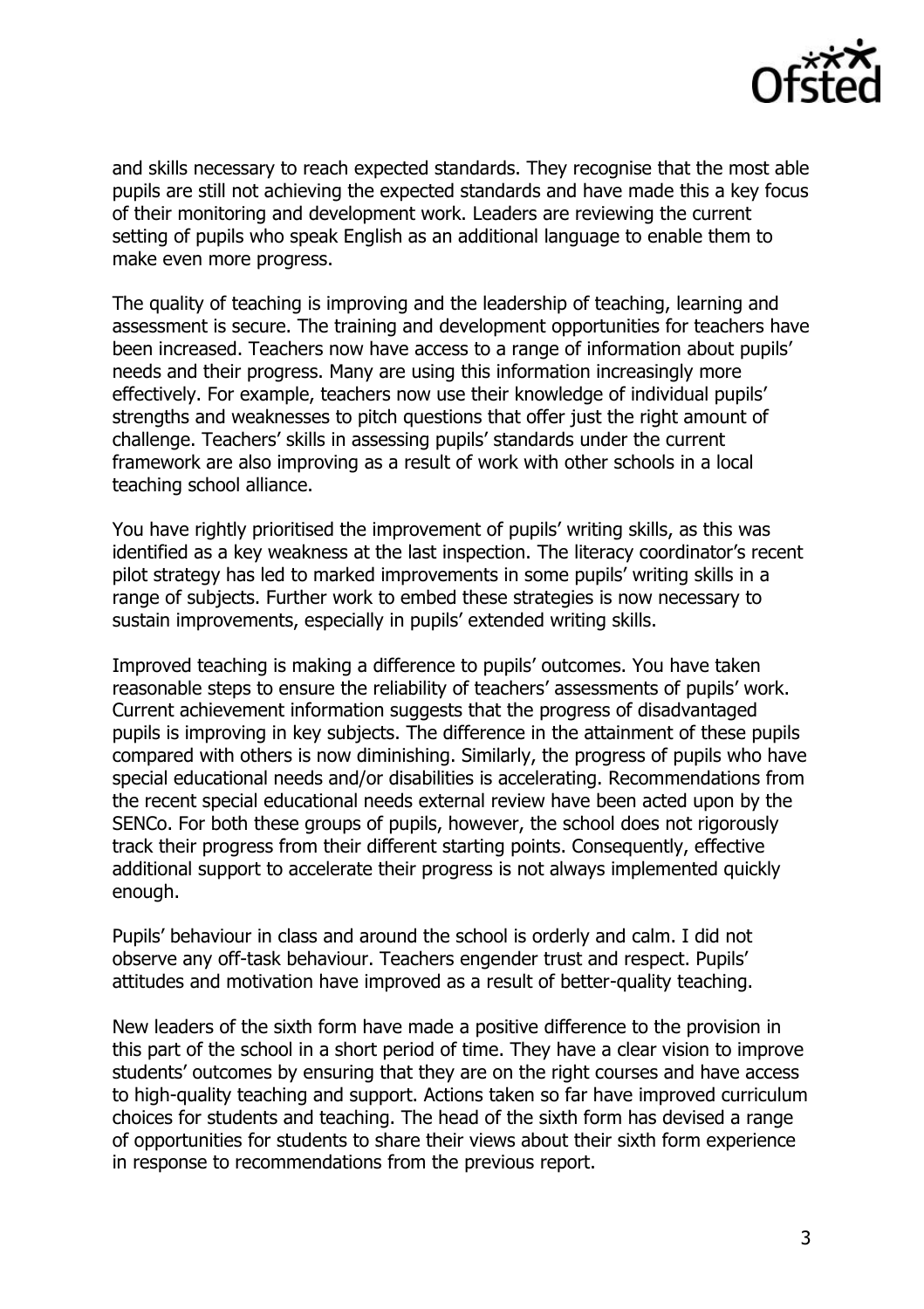and skills necessary to reach expected standards. They recognise that the most able pupils are still not achieving the expected standards and have made this a key focus of their monitoring and development work. Leaders are reviewing the current setting of pupils who speak English as an additional language to enable them to make even more progress.

The quality of teaching is improving and the leadership of teaching, learning and assessment is secure. The training and development opportunities for teachers have been increased. Teachers now have access to a range of information about pupils' needs and their progress. Many are using this information increasingly more effectively. For example, teachers now use their knowledge of individual pupils' strengths and weaknesses to pitch questions that offer just the right amount of challenge. Teachers' skills in assessing pupils' standards under the current framework are also improving as a result of work with other schools in a local teaching school alliance.

You have rightly prioritised the improvement of pupils' writing skills, as this was identified as a key weakness at the last inspection. The literacy coordinator's recent pilot strategy has led to marked improvements in some pupils' writing skills in a range of subjects. Further work to embed these strategies is now necessary to sustain improvements, especially in pupils' extended writing skills.

Improved teaching is making a difference to pupils' outcomes. You have taken reasonable steps to ensure the reliability of teachers' assessments of pupils' work. Current achievement information suggests that the progress of disadvantaged pupils is improving in key subjects. The difference in the attainment of these pupils compared with others is now diminishing. Similarly, the progress of pupils who have special educational needs and/or disabilities is accelerating. Recommendations from the recent special educational needs external review have been acted upon by the SENCo. For both these groups of pupils, however, the school does not rigorously track their progress from their different starting points. Consequently, effective additional support to accelerate their progress is not always implemented quickly enough.

Pupils' behaviour in class and around the school is orderly and calm. I did not observe any off-task behaviour. Teachers engender trust and respect. Pupils' attitudes and motivation have improved as a result of better-quality teaching.

New leaders of the sixth form have made a positive difference to the provision in this part of the school in a short period of time. They have a clear vision to improve students' outcomes by ensuring that they are on the right courses and have access to high-quality teaching and support. Actions taken so far have improved curriculum choices for students and teaching. The head of the sixth form has devised a range of opportunities for students to share their views about their sixth form experience in response to recommendations from the previous report.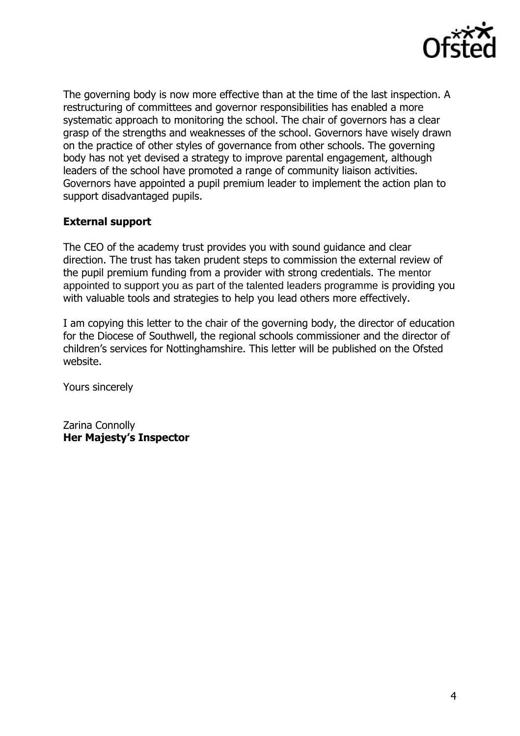The governing body is now more effective than at the time of the last inspection. A restructuring of committees and governor responsibilities has enabled a more systematic approach to monitoring the school. The chair of governors has a clear grasp of the strengths and weaknesses of the school. Governors have wisely drawn on the practice of other styles of governance from other schools. The governing body has not yet devised a strategy to improve parental engagement, although leaders of the school have promoted a range of community liaison activities. Governors have appointed a pupil premium leader to implement the action plan to support disadvantaged pupils.

**External support**

The CEO of the academy trust provides you with sound guidance and clear direction. The trust has taken prudent steps to commission the external review of the pupil premium funding from a provider with strong credentials. The mentor appointed to support you as part of the talented leaders programme is providing you with valuable tools and strategies to help you lead others more effectively.

I am copying this letter to the chair of the governing body, the director of education for the Diocese of Southwell, the regional schools commissioner and the director of children's services for Nottinghamshire. This letter will be published on the Ofsted website.

Yours sincerely

Zarina Connolly
**Her Majesty's Inspector**